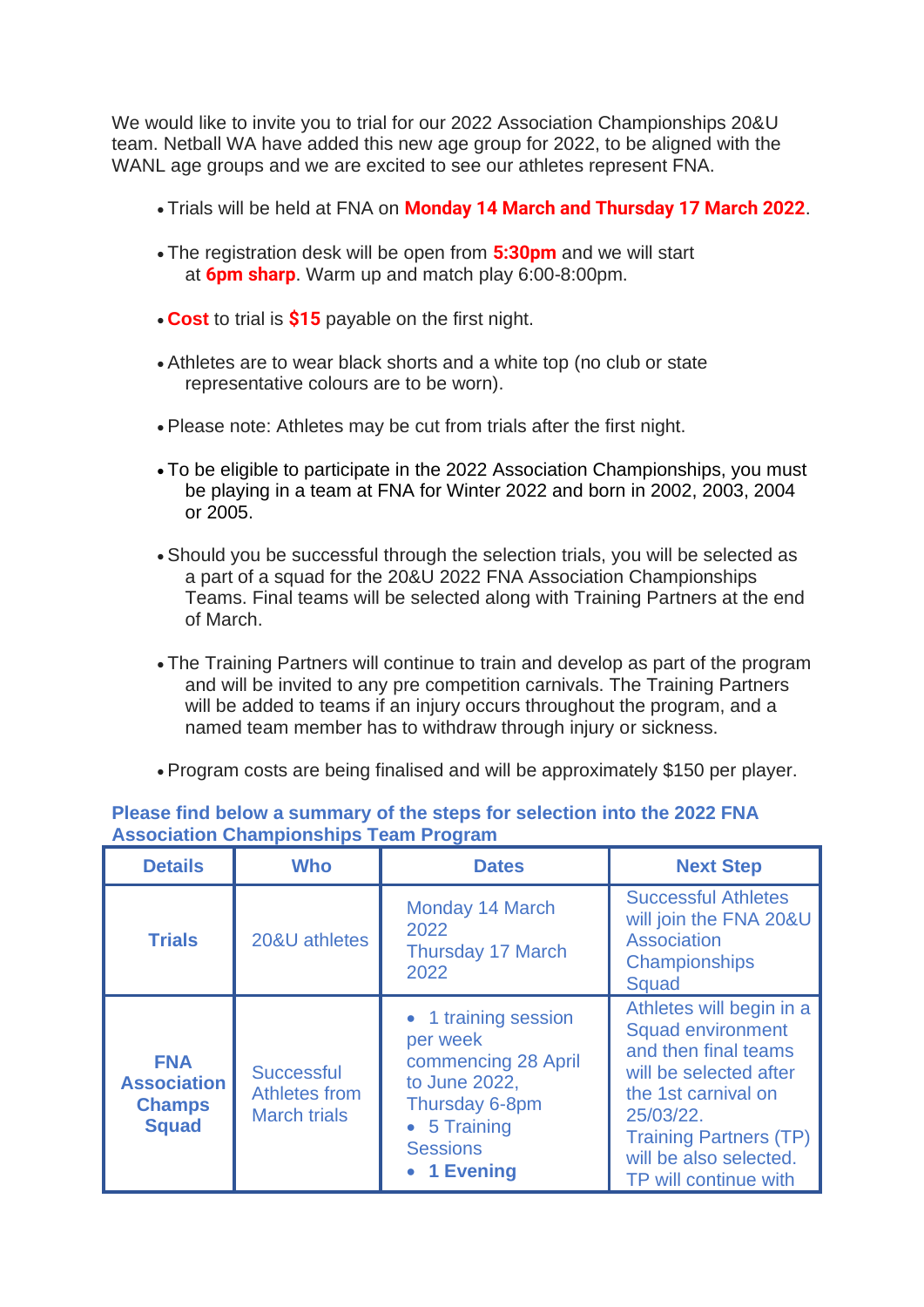We would like to invite you to trial for our 2022 Association Championships 20&U team. Netball WA have added this new age group for 2022, to be aligned with the WANL age groups and we are excited to see our athletes represent FNA.

- Trials will be held at FNA on **Monday 14 March and Thursday 17 March 2022**.
- The registration desk will be open from **5:30pm** and we will start at **6pm sharp**. Warm up and match play 6:00-8:00pm.
- **Cost** to trial is **$15** payable on the first night.
- Athletes are to wear black shorts and a white top (no club or state representative colours are to be worn).
- Please note: Athletes may be cut from trials after the first night.
- To be eligible to participate in the 2022 Association Championships, you must be playing in a team at FNA for Winter 2022 and born in 2002, 2003, 2004 or 2005.
- Should you be successful through the selection trials, you will be selected as a part of a squad for the 20&U 2022 FNA Association Championships Teams. Final teams will be selected along with Training Partners at the end of March.
- The Training Partners will continue to train and develop as part of the program and will be invited to any pre competition carnivals. The Training Partners will be added to teams if an injury occurs throughout the program, and a named team member has to withdraw through injury or sickness.
- Program costs are being finalised and will be approximately $150 per player.

**Please find below a summary of the steps for selection into the 2022 FNA Association Championships Team Program**

| Details | Who | Dates | Next Step |
|---|---|---|---|
| **Trials** | 20&U athletes | Monday 14 March 2022<br>Thursday 17 March 2022 | Successful Athletes will join the FNA 20&U Association Championships Squad |
| **FNA Association Champs Squad** | Successful Athletes from March trials | • 1 training session per week commencing 28 April to June 2022, Thursday 6-8pm<br>• 5 Training Sessions<br>• **1 Evening** | Athletes will begin in a Squad environment and then final teams will be selected after the 1st carnival on 25/03/22.<br>Training Partners (TP) will be also selected.<br>TP will continue with |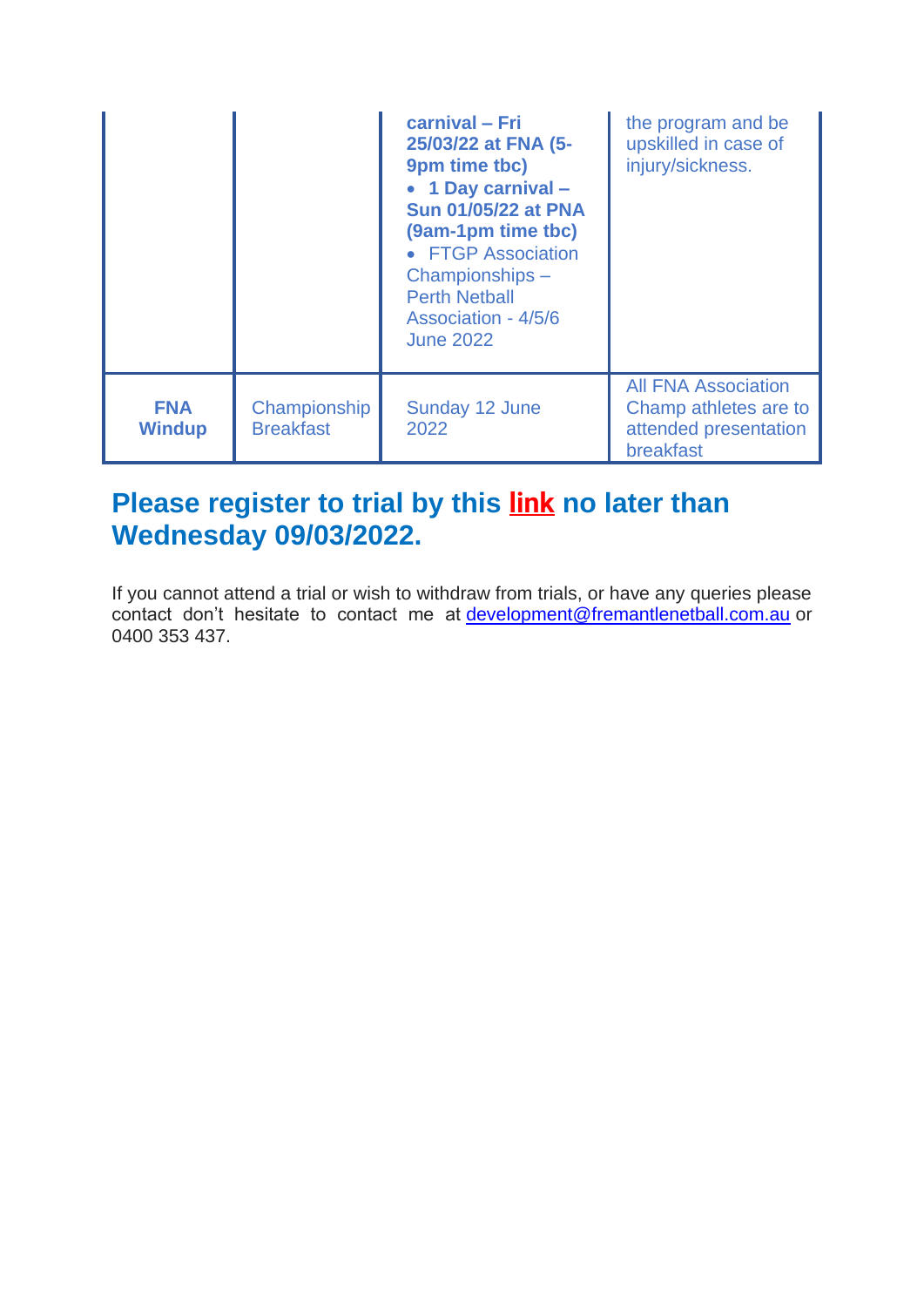| | | | |
|---|---|---|---|
| | | **carnival – Fri 25/03/22 at FNA (5-9pm time tbc)**<br>• **1 Day carnival – Sun 01/05/22 at PNA (9am-1pm time tbc)**<br>• FTGP Association Championships – Perth Netball Association - 4/5/6 June 2022 | the program and be upskilled in case of injury/sickness. |
| **FNA Windup** | Championship Breakfast | Sunday 12 June 2022 | All FNA Association Champ athletes are to attended presentation breakfast |

## Please register to trial by this link no later than Wednesday 09/03/2022.

If you cannot attend a trial or wish to withdraw from trials, or have any queries please contact don't hesitate to contact me at development@fremantlenetball.com.au or 0400 353 437.